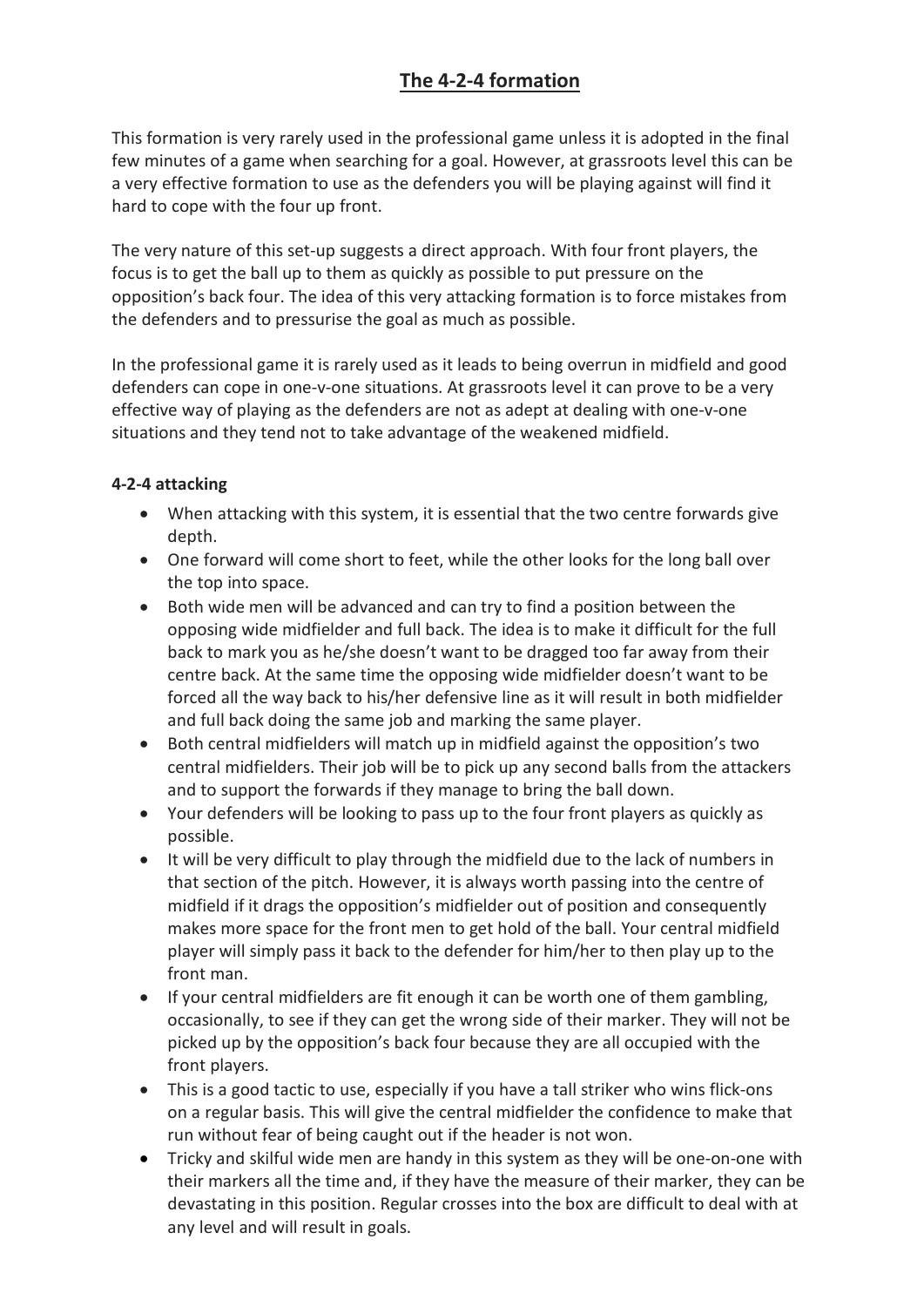# The 4-2-4 formation

This formation is very rarely used in the professional game unless it is adopted in the final few minutes of a game when searching for a goal. However, at grassroots level this can be a very effective formation to use as the defenders you will be playing against will find it hard to cope with the four up front.

The very nature of this set-up suggests a direct approach. With four front players, the focus is to get the ball up to them as quickly as possible to put pressure on the opposition's back four. The idea of this very attacking formation is to force mistakes from the defenders and to pressurise the goal as much as possible.

In the professional game it is rarely used as it leads to being overrun in midfield and good defenders can cope in one-v-one situations. At grassroots level it can prove to be a very effective way of playing as the defenders are not as adept at dealing with one-v-one situations and they tend not to take advantage of the weakened midfield.

**4-2-4 attacking**

- When attacking with this system, it is essential that the two centre forwards give depth.
- One forward will come short to feet, while the other looks for the long ball over the top into space.
- Both wide men will be advanced and can try to find a position between the opposing wide midfielder and full back. The idea is to make it difficult for the full back to mark you as he/she doesn't want to be dragged too far away from their centre back. At the same time the opposing wide midfielder doesn't want to be forced all the way back to his/her defensive line as it will result in both midfielder and full back doing the same job and marking the same player.
- Both central midfielders will match up in midfield against the opposition's two central midfielders. Their job will be to pick up any second balls from the attackers and to support the forwards if they manage to bring the ball down.
- Your defenders will be looking to pass up to the four front players as quickly as possible.
- It will be very difficult to play through the midfield due to the lack of numbers in that section of the pitch. However, it is always worth passing into the centre of midfield if it drags the opposition's midfielder out of position and consequently makes more space for the front men to get hold of the ball. Your central midfield player will simply pass it back to the defender for him/her to then play up to the front man.
- If your central midfielders are fit enough it can be worth one of them gambling, occasionally, to see if they can get the wrong side of their marker. They will not be picked up by the opposition's back four because they are all occupied with the front players.
- This is a good tactic to use, especially if you have a tall striker who wins flick-ons on a regular basis. This will give the central midfielder the confidence to make that run without fear of being caught out if the header is not won.
- Tricky and skilful wide men are handy in this system as they will be one-on-one with their markers all the time and, if they have the measure of their marker, they can be devastating in this position. Regular crosses into the box are difficult to deal with at any level and will result in goals.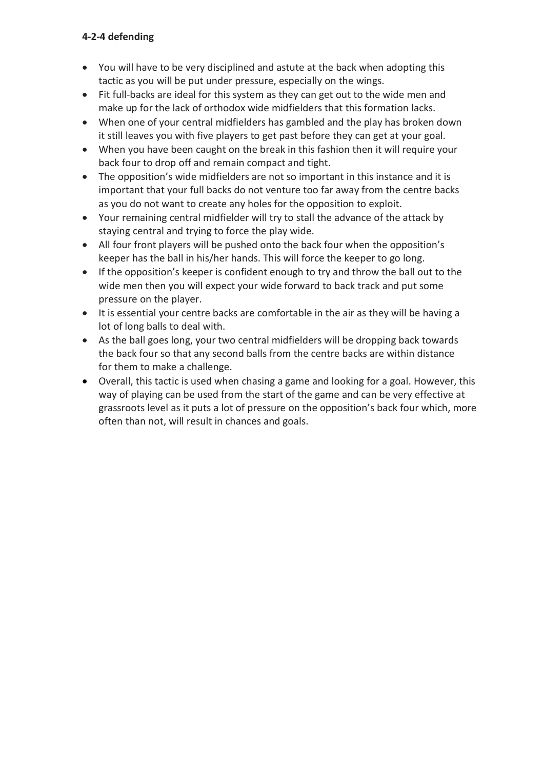**4-2-4 defending**

- You will have to be very disciplined and astute at the back when adopting this tactic as you will be put under pressure, especially on the wings.
- Fit full-backs are ideal for this system as they can get out to the wide men and make up for the lack of orthodox wide midfielders that this formation lacks.
- When one of your central midfielders has gambled and the play has broken down it still leaves you with five players to get past before they can get at your goal.
- When you have been caught on the break in this fashion then it will require your back four to drop off and remain compact and tight.
- The opposition's wide midfielders are not so important in this instance and it is important that your full backs do not venture too far away from the centre backs as you do not want to create any holes for the opposition to exploit.
- Your remaining central midfielder will try to stall the advance of the attack by staying central and trying to force the play wide.
- All four front players will be pushed onto the back four when the opposition's keeper has the ball in his/her hands. This will force the keeper to go long.
- If the opposition's keeper is confident enough to try and throw the ball out to the wide men then you will expect your wide forward to back track and put some pressure on the player.
- It is essential your centre backs are comfortable in the air as they will be having a lot of long balls to deal with.
- As the ball goes long, your two central midfielders will be dropping back towards the back four so that any second balls from the centre backs are within distance for them to make a challenge.
- Overall, this tactic is used when chasing a game and looking for a goal. However, this way of playing can be used from the start of the game and can be very effective at grassroots level as it puts a lot of pressure on the opposition's back four which, more often than not, will result in chances and goals.